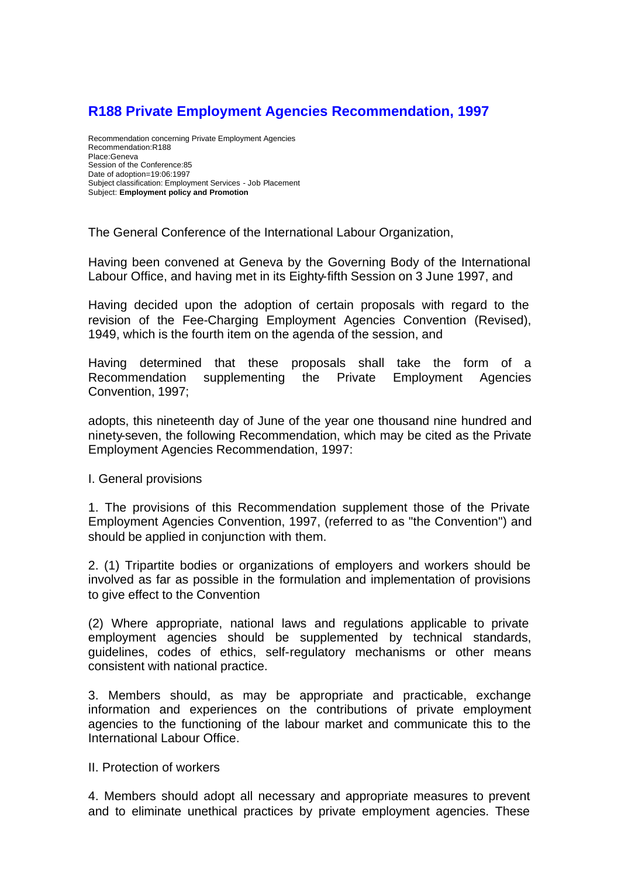# R188 Private Employment Agencies Recommendation, 1997

Recommendation concerning Private Employment Agencies
Recommendation:R188
Place:Geneva
Session of the Conference:85
Date of adoption=19:06:1997
Subject classification: Employment Services - Job Placement
Subject: **Employment policy and Promotion**

The General Conference of the International Labour Organization,

Having been convened at Geneva by the Governing Body of the International Labour Office, and having met in its Eighty-fifth Session on 3 June 1997, and

Having decided upon the adoption of certain proposals with regard to the revision of the Fee-Charging Employment Agencies Convention (Revised), 1949, which is the fourth item on the agenda of the session, and

Having determined that these proposals shall take the form of a Recommendation supplementing the Private Employment Agencies Convention, 1997;

adopts, this nineteenth day of June of the year one thousand nine hundred and ninety-seven, the following Recommendation, which may be cited as the Private Employment Agencies Recommendation, 1997:

## I. General provisions

1. The provisions of this Recommendation supplement those of the Private Employment Agencies Convention, 1997, (referred to as "the Convention") and should be applied in conjunction with them.

2. (1) Tripartite bodies or organizations of employers and workers should be involved as far as possible in the formulation and implementation of provisions to give effect to the Convention

(2) Where appropriate, national laws and regulations applicable to private employment agencies should be supplemented by technical standards, guidelines, codes of ethics, self-regulatory mechanisms or other means consistent with national practice.

3. Members should, as may be appropriate and practicable, exchange information and experiences on the contributions of private employment agencies to the functioning of the labour market and communicate this to the International Labour Office.

## II. Protection of workers

4. Members should adopt all necessary and appropriate measures to prevent and to eliminate unethical practices by private employment agencies. These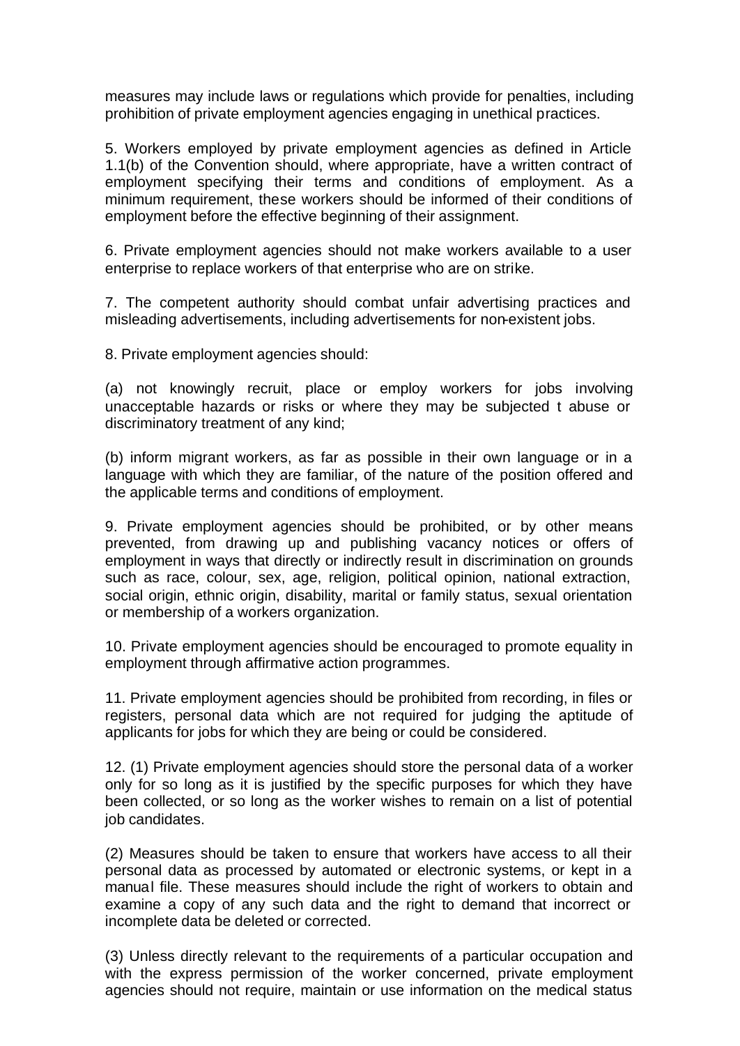measures may include laws or regulations which provide for penalties, including prohibition of private employment agencies engaging in unethical practices.

5. Workers employed by private employment agencies as defined in Article 1.1(b) of the Convention should, where appropriate, have a written contract of employment specifying their terms and conditions of employment. As a minimum requirement, these workers should be informed of their conditions of employment before the effective beginning of their assignment.

6. Private employment agencies should not make workers available to a user enterprise to replace workers of that enterprise who are on strike.

7. The competent authority should combat unfair advertising practices and misleading advertisements, including advertisements for non-existent jobs.

8. Private employment agencies should:

(a) not knowingly recruit, place or employ workers for jobs involving unacceptable hazards or risks or where they may be subjected t abuse or discriminatory treatment of any kind;

(b) inform migrant workers, as far as possible in their own language or in a language with which they are familiar, of the nature of the position offered and the applicable terms and conditions of employment.

9. Private employment agencies should be prohibited, or by other means prevented, from drawing up and publishing vacancy notices or offers of employment in ways that directly or indirectly result in discrimination on grounds such as race, colour, sex, age, religion, political opinion, national extraction, social origin, ethnic origin, disability, marital or family status, sexual orientation or membership of a workers organization.

10. Private employment agencies should be encouraged to promote equality in employment through affirmative action programmes.

11. Private employment agencies should be prohibited from recording, in files or registers, personal data which are not required for judging the aptitude of applicants for jobs for which they are being or could be considered.

12. (1) Private employment agencies should store the personal data of a worker only for so long as it is justified by the specific purposes for which they have been collected, or so long as the worker wishes to remain on a list of potential job candidates.

(2) Measures should be taken to ensure that workers have access to all their personal data as processed by automated or electronic systems, or kept in a manual file. These measures should include the right of workers to obtain and examine a copy of any such data and the right to demand that incorrect or incomplete data be deleted or corrected.

(3) Unless directly relevant to the requirements of a particular occupation and with the express permission of the worker concerned, private employment agencies should not require, maintain or use information on the medical status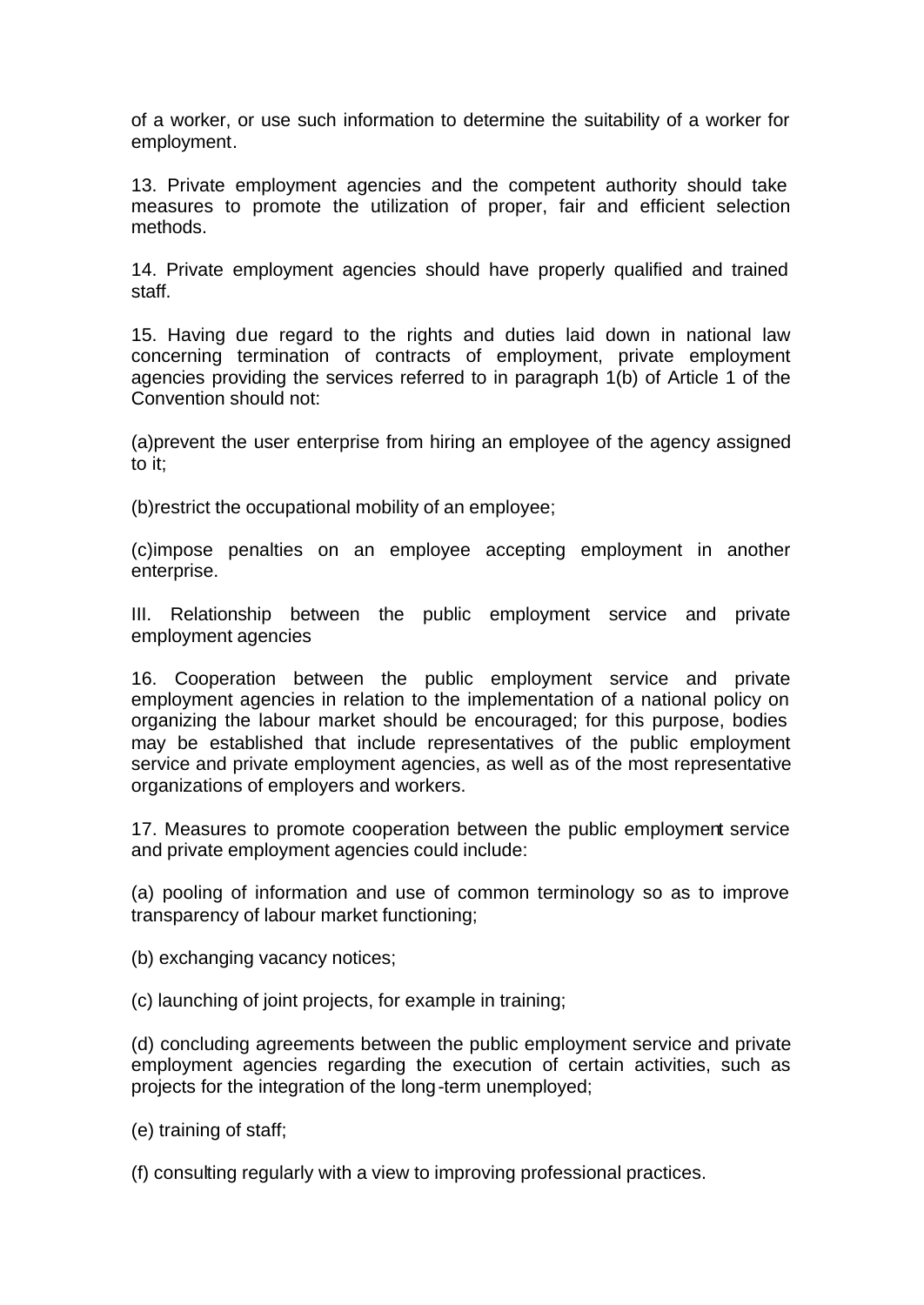of a worker, or use such information to determine the suitability of a worker for employment.

13. Private employment agencies and the competent authority should take measures to promote the utilization of proper, fair and efficient selection methods.

14. Private employment agencies should have properly qualified and trained staff.

15. Having due regard to the rights and duties laid down in national law concerning termination of contracts of employment, private employment agencies providing the services referred to in paragraph 1(b) of Article 1 of the Convention should not:

(a)prevent the user enterprise from hiring an employee of the agency assigned to it;

(b)restrict the occupational mobility of an employee;

(c)impose penalties on an employee accepting employment in another enterprise.

## III. Relationship between the public employment service and private employment agencies

16. Cooperation between the public employment service and private employment agencies in relation to the implementation of a national policy on organizing the labour market should be encouraged; for this purpose, bodies may be established that include representatives of the public employment service and private employment agencies, as well as of the most representative organizations of employers and workers.

17. Measures to promote cooperation between the public employment service and private employment agencies could include:

(a) pooling of information and use of common terminology so as to improve transparency of labour market functioning;

(b) exchanging vacancy notices;

(c) launching of joint projects, for example in training;

(d) concluding agreements between the public employment service and private employment agencies regarding the execution of certain activities, such as projects for the integration of the long-term unemployed;

(e) training of staff;

(f) consulting regularly with a view to improving professional practices.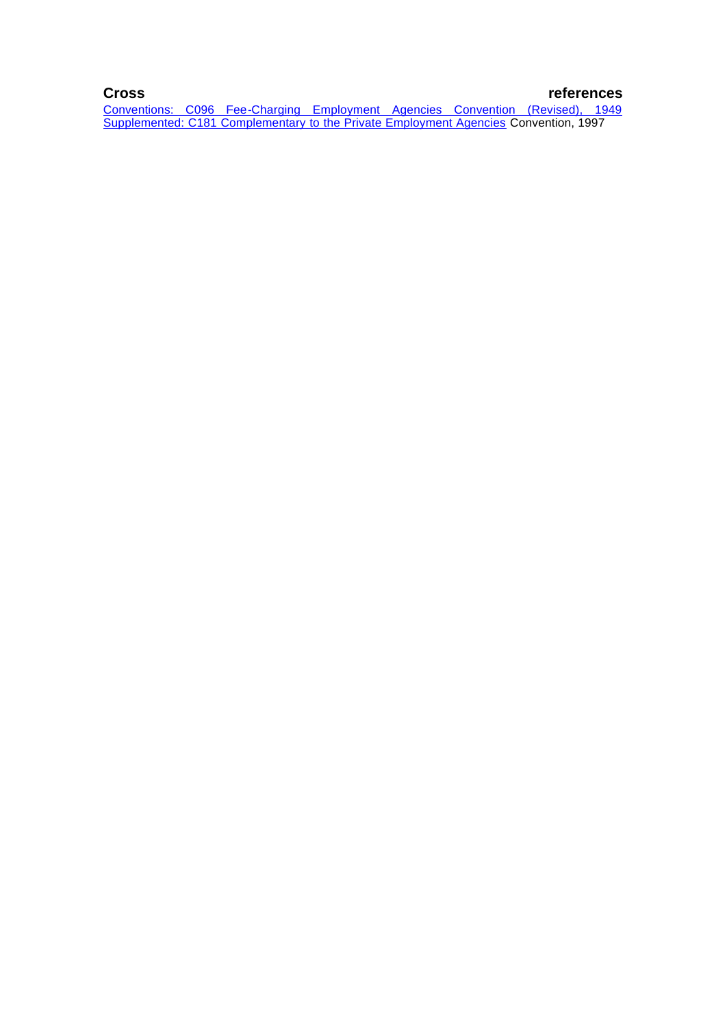**Cross references**

Conventions: C096 Fee-Charging Employment Agencies Convention (Revised), 1949
Supplemented: C181 Complementary to the Private Employment Agencies Convention, 1997